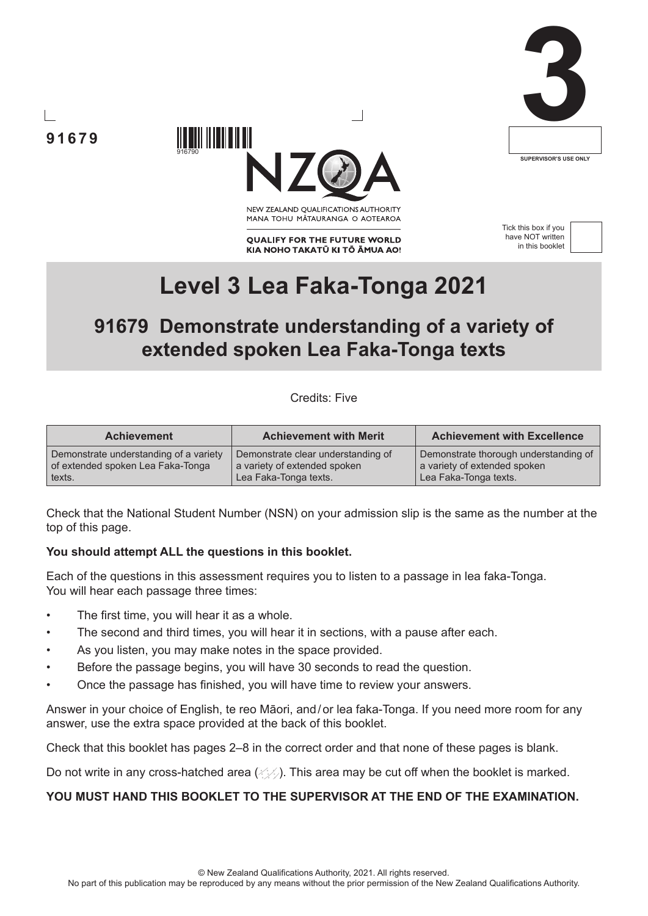91679

3

SUPERVISOR'S USE ONLY

NEW ZEALAND QUALIFICATIONS AUTHORITY
MANA TOHU MĀTAURANGA O AOTEAROA

QUALIFY FOR THE FUTURE WORLD
KIA NOHO TAKATŪ KI TŌ ĀMUA AO!

Tick this box if you have NOT written in this booklet

# Level 3 Lea Faka-Tonga 2021

## 91679 Demonstrate understanding of a variety of extended spoken Lea Faka-Tonga texts

Credits: Five

| Achievement | Achievement with Merit | Achievement with Excellence |
|---|---|---|
| Demonstrate understanding of a variety of extended spoken Lea Faka-Tonga texts. | Demonstrate clear understanding of a variety of extended spoken Lea Faka-Tonga texts. | Demonstrate thorough understanding of a variety of extended spoken Lea Faka-Tonga texts. |

Check that the National Student Number (NSN) on your admission slip is the same as the number at the top of this page.

**You should attempt ALL the questions in this booklet.**

Each of the questions in this assessment requires you to listen to a passage in lea faka-Tonga. You will hear each passage three times:

- The first time, you will hear it as a whole.
- The second and third times, you will hear it in sections, with a pause after each.
- As you listen, you may make notes in the space provided.
- Before the passage begins, you will have 30 seconds to read the question.
- Once the passage has finished, you will have time to review your answers.

Answer in your choice of English, te reo Māori, and / or lea faka-Tonga. If you need more room for any answer, use the extra space provided at the back of this booklet.

Check that this booklet has pages 2–8 in the correct order and that none of these pages is blank.

Do not write in any cross-hatched area. This area may be cut off when the booklet is marked.

**YOU MUST HAND THIS BOOKLET TO THE SUPERVISOR AT THE END OF THE EXAMINATION.**

© New Zealand Qualifications Authority, 2021. All rights reserved.
No part of this publication may be reproduced by any means without the prior permission of the New Zealand Qualifications Authority.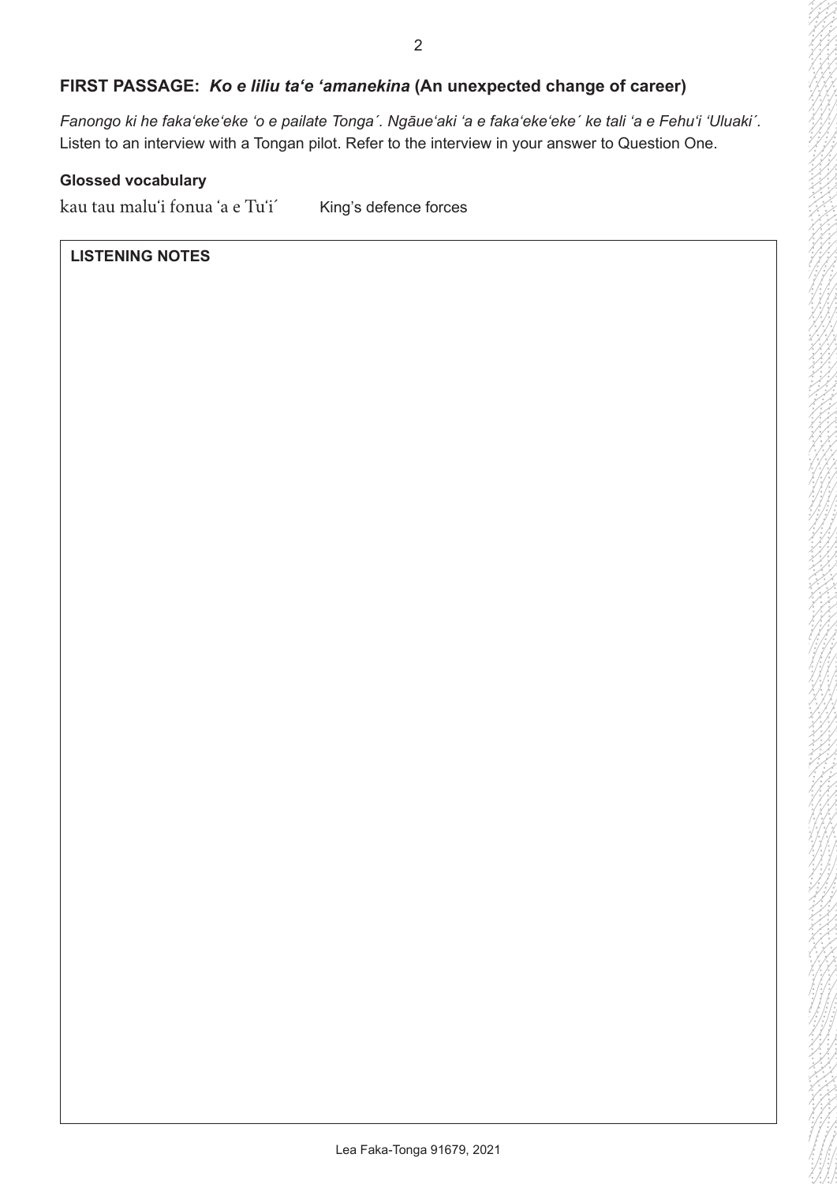## FIRST PASSAGE: *Ko e liliu ta'e 'amanekina* (An unexpected change of career)

*Fanongo ki he faka'eke'eke 'o e pailate Tonga´. Ngāue'aki 'a e faka'eke'eke´ ke tali 'a e Fehu'i 'Uluaki´.*
Listen to an interview with a Tongan pilot. Refer to the interview in your answer to Question One.

### Glossed vocabulary

kau tau malu'i fonua 'a e Tu'i´ King's defence forces

**LISTENING NOTES**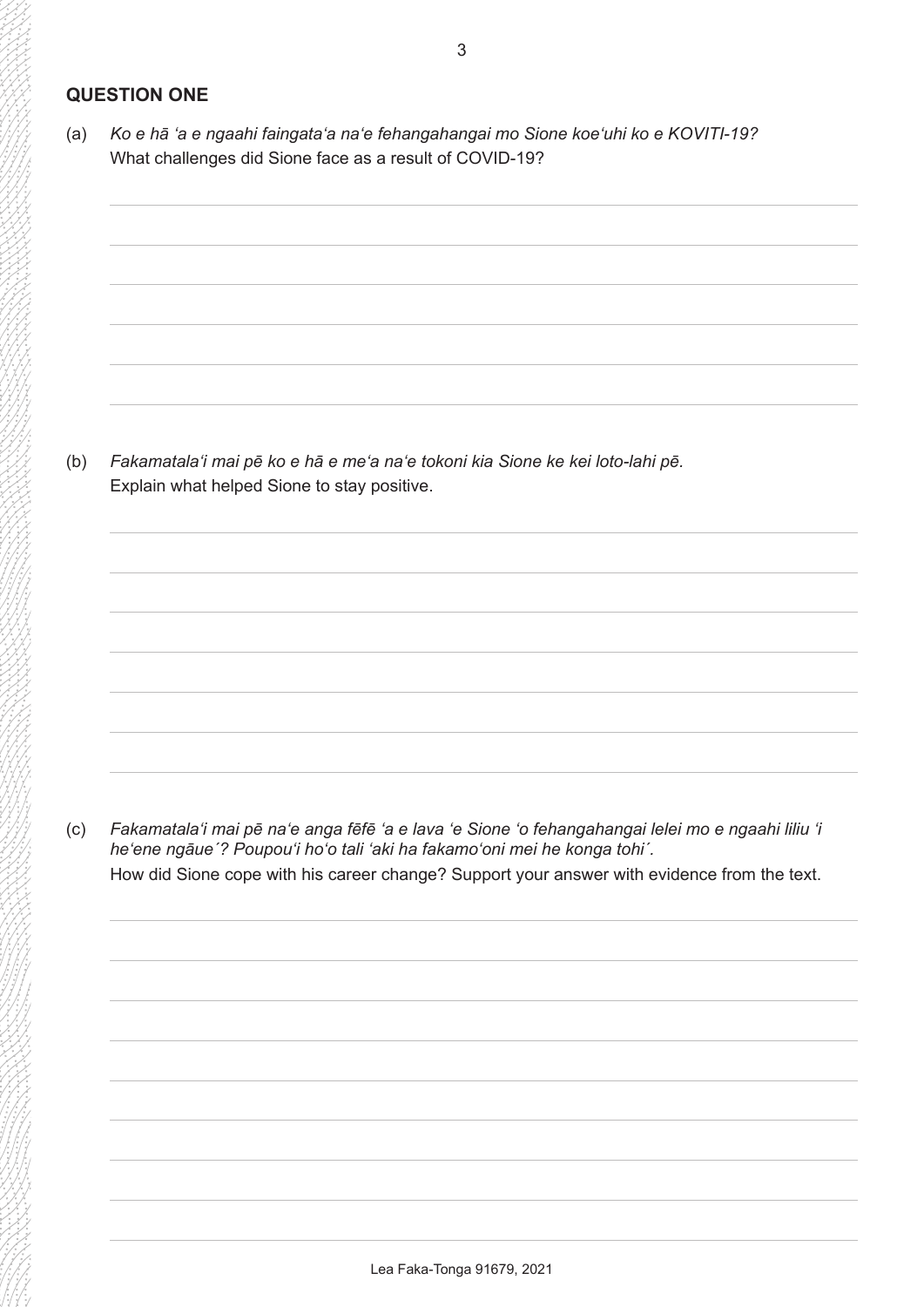## QUESTION ONE

(a) *Ko e hā ʻa e ngaahi faingataʻa naʻe fehangahangai mo Sione koeʻuhi ko e KOVITI-19?*
What challenges did Sione face as a result of COVID-19?

(b) *Fakamatalaʻi mai pē ko e hā e meʻa naʻe tokoni kia Sione ke kei loto-lahi pē.*
Explain what helped Sione to stay positive.

(c) *Fakamatalaʻi mai pē naʻe anga fēfē ʻa e lava ʻe Sione ʻo fehangahangai lelei mo e ngaahi liliu ʻi heʻene ngāue´? Poupouʻi hoʻo tali ʻaki ha fakamoʻoni mei he konga tohi´.*
How did Sione cope with his career change? Support your answer with evidence from the text.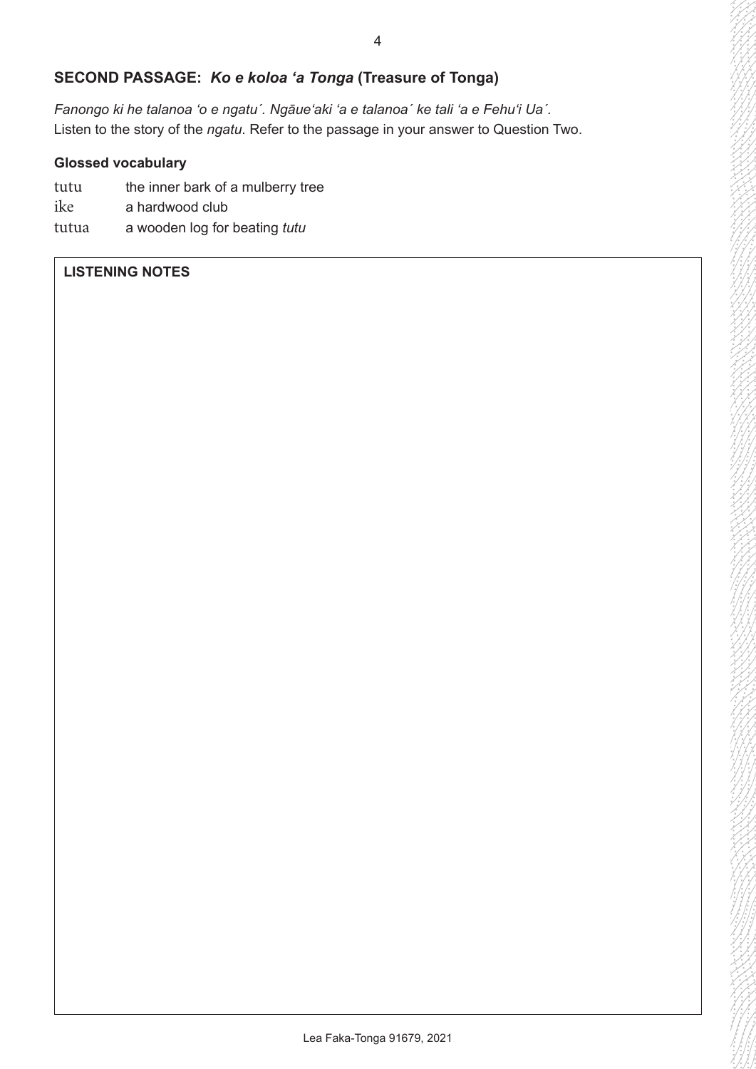## SECOND PASSAGE: *Ko e koloa ʻa Tonga* (Treasure of Tonga)

*Fanongo ki he talanoa ʻo e ngatu´. Ngāueʻaki ʻa e talanoa´ ke tali ʻa e Fehuʻi Ua´.*
Listen to the story of the *ngatu*. Refer to the passage in your answer to Question Two.

### Glossed vocabulary

| | |
|---|---|
| tutu | the inner bark of a mulberry tree |
| ike | a hardwood club |
| tutua | a wooden log for beating *tutu* |

**LISTENING NOTES**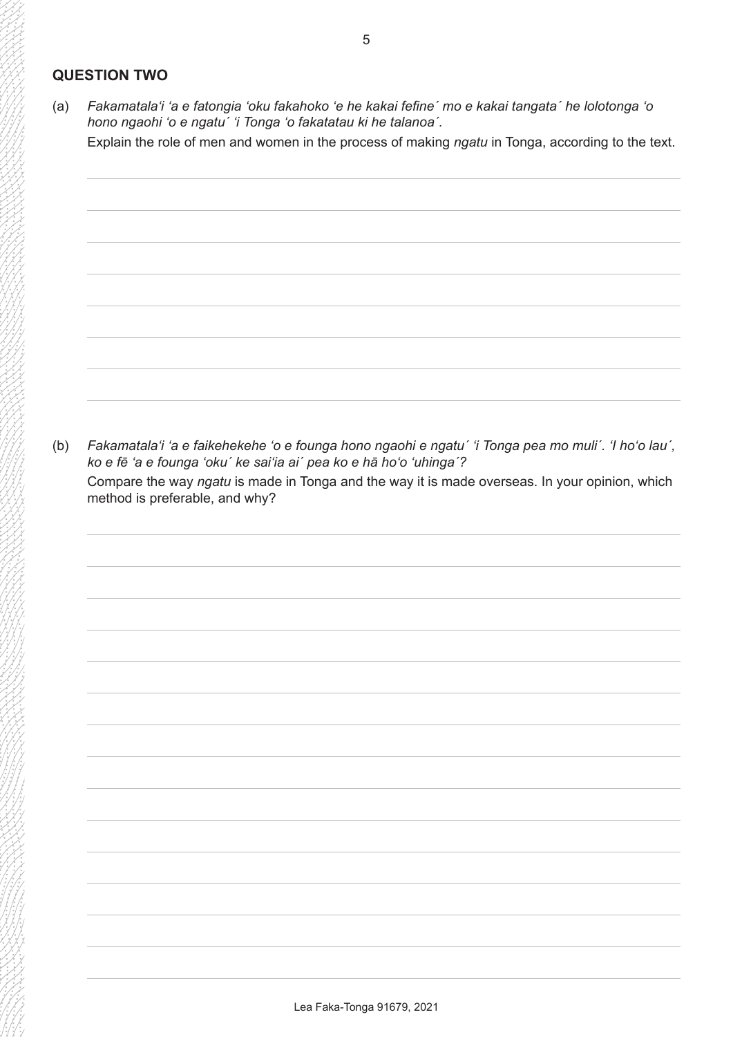## QUESTION TWO

(a) *Fakamatala‘i ‘a e fatongia ‘oku fakahoko ‘e he kakai fefine´ mo e kakai tangata´ he lolotonga ‘o hono ngaohi ‘o e ngatu´ ‘i Tonga ‘o fakatatau ki he talanoa´.*

Explain the role of men and women in the process of making *ngatu* in Tonga, according to the text.

(b) *Fakamatala‘i ‘a e faikehekehe ‘o e founga hono ngaohi e ngatu´ ‘i Tonga pea mo muli´. ‘I ho‘o lau´, ko e fē ‘a e founga ‘oku´ ke sai‘ia ai´ pea ko e hā ho‘o ‘uhinga´?*

Compare the way *ngatu* is made in Tonga and the way it is made overseas. In your opinion, which method is preferable, and why?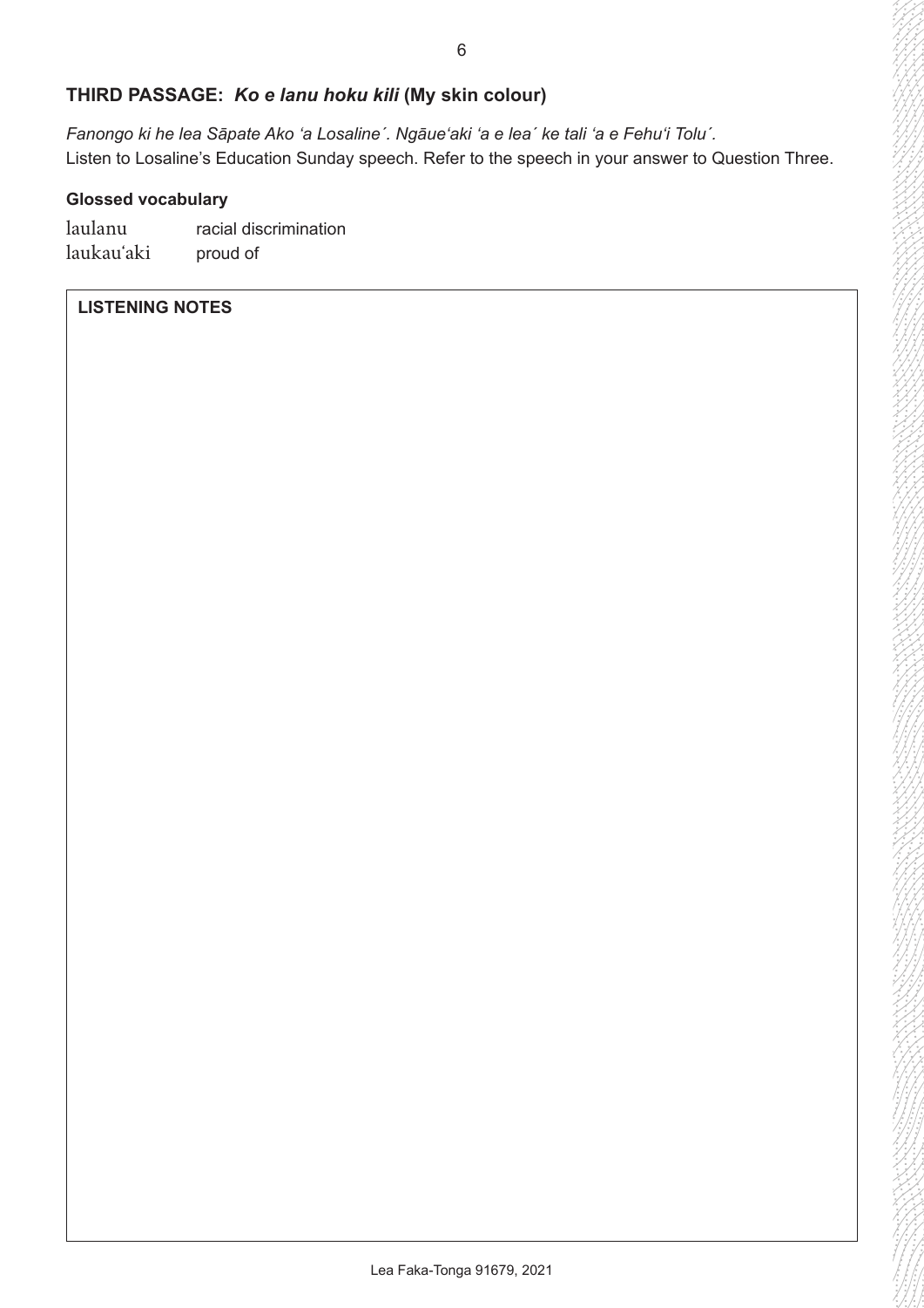## THIRD PASSAGE: *Ko e lanu hoku kili* (My skin colour)

*Fanongo ki he lea Sāpate Ako ʻa Losaline´. Ngāueʻaki ʻa e lea´ ke tali ʻa e Fehuʻi Tolu´.*
Listen to Losaline's Education Sunday speech. Refer to the speech in your answer to Question Three.

**Glossed vocabulary**

| | |
|---|---|
| laulanu | racial discrimination |
| laukauʻaki | proud of |

**LISTENING NOTES**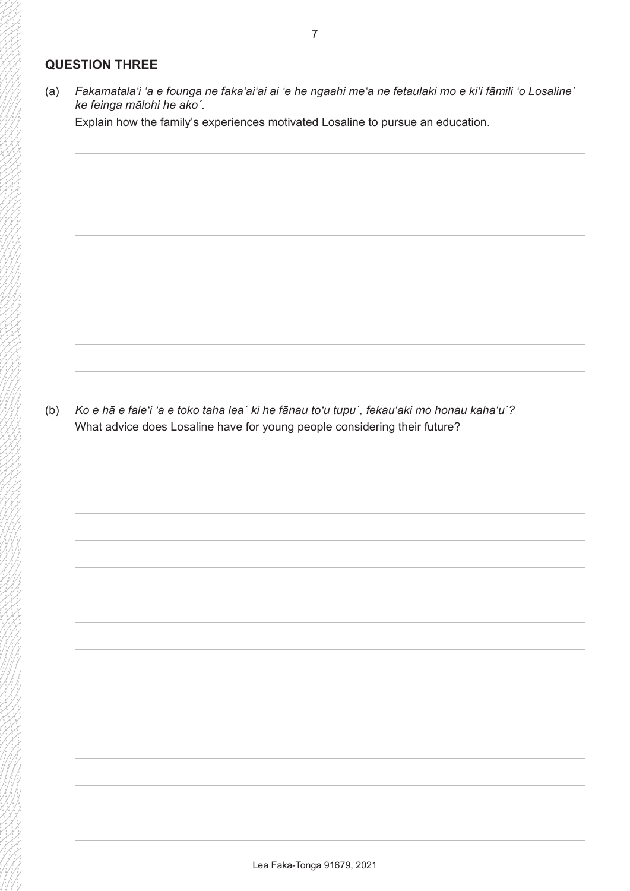## QUESTION THREE

(a) *Fakamatalaʻi ʻa e founga ne fakaʻaiʻai ai ʻe he ngaahi meʻa ne fetaulaki mo e kiʻi fāmili ʻo Losaline´ ke feinga mālohi he ako´.*

Explain how the family's experiences motivated Losaline to pursue an education.

(b) *Ko e hā e faleʻi ʻa e toko taha lea´ ki he fānau toʻu tupu´, fekauʻaki mo honau kahaʻu´?*

What advice does Losaline have for young people considering their future?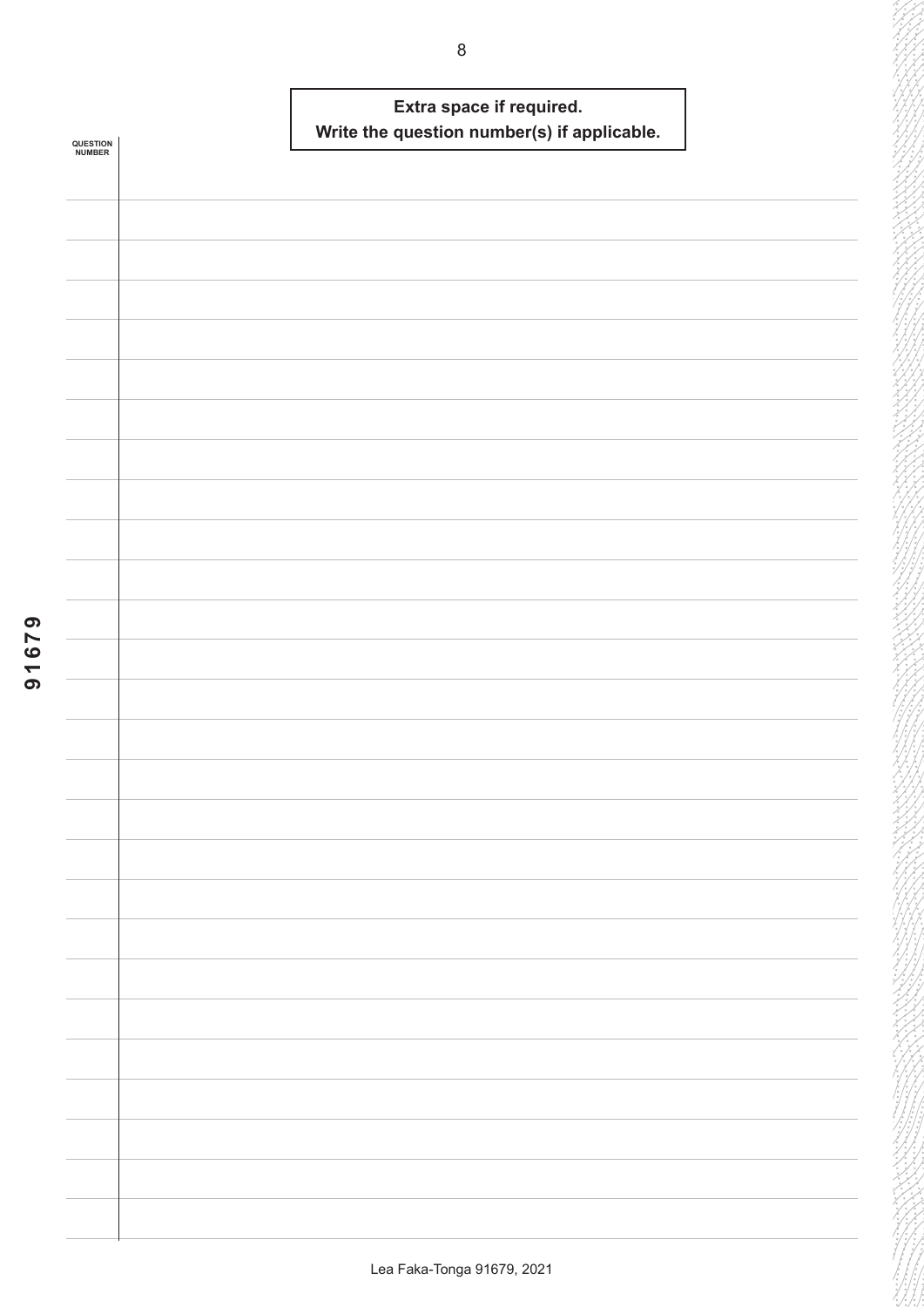**Extra space if required.**
**Write the question number(s) if applicable.**

QUESTION NUMBER